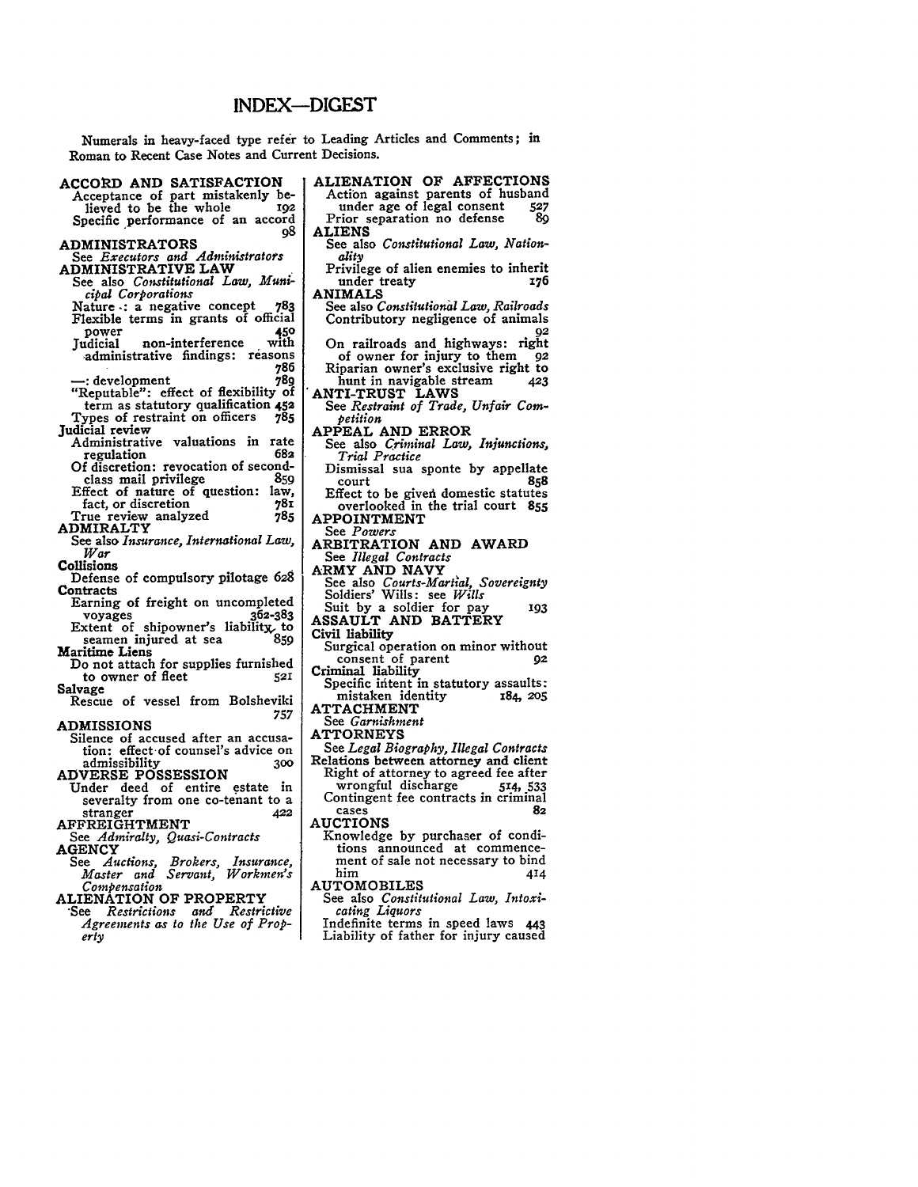# INDEX—DIGEST

Numerals in heavy-faced type refer to Leading Articles and Comments; in Roman to Recent Case Notes and Current Decisions.

**ACCORD AND SATISFACTION**
- Acceptance of part mistakenly believed to be the whole 192
- Specific performance of an accord 98

**ADMINISTRATORS**
- See *Executors and Administrators*

**ADMINISTRATIVE LAW**
- See also *Constitutional Law, Municipal Corporations*
- Nature: a negative concept **783**
- Flexible terms in grants of official power **450**
- Judicial non-interference with administrative findings: reasons **786**
- —: development **789**
- "Reputable": effect of flexibility of term as statutory qualification **452**
- Types of restraint on officers **785**

**Judicial review**
- Administrative valuations in rate regulation 682
- Of discretion: revocation of second-class mail privilege 859
- Effect of nature of question: law, fact, or discretion **781**
- True review analyzed **785**

**ADMIRALTY**
- See also *Insurance, International Law, War*

**Collisions**
- Defense of compulsory pilotage 628

**Contracts**
- Earning of freight on uncompleted voyages **362-383**
- Extent of shipowner's liability to seamen injured at sea 859

**Maritime Liens**
- Do not attach for supplies furnished to owner of fleet 521

**Salvage**
- Rescue of vessel from Bolsheviki 757

**ADMISSIONS**
- Silence of accused after an accusation: effect of counsel's advice on admissibility 300

**ADVERSE POSSESSION**
- Under deed of entire estate in severalty from one co-tenant to a stranger 422

**AFFREIGHTMENT**
- See *Admiralty, Quasi-Contracts*

**AGENCY**
- See *Auctions, Brokers, Insurance, Master and Servant, Workmen's Compensation*

**ALIENATION OF PROPERTY**
- See *Restrictions and Restrictive Agreements as to the Use of Property*

**ALIENATION OF AFFECTIONS**
- Action against parents of husband under age of legal consent 527
- Prior separation no defense 89

**ALIENS**
- See also *Constitutional Law, Nationality*
- Privilege of alien enemies to inherit under treaty 176

**ANIMALS**
- See also *Constitutional Law, Railroads*
- Contributory negligence of animals 92
- On railroads and highways: right of owner for injury to them 92
- Riparian owner's exclusive right to hunt in navigable stream 423

**ANTI-TRUST LAWS**
- See *Restraint of Trade, Unfair Competition*

**APPEAL AND ERROR**
- See also *Criminal Law, Injunctions, Trial Practice*
- Dismissal sua sponte by appellate court 858
- Effect to be given domestic statutes overlooked in the trial court **855**

**APPOINTMENT**
- See *Powers*

**ARBITRATION AND AWARD**
- See *Illegal Contracts*

**ARMY AND NAVY**
- See also *Courts-Martial, Sovereignty*
- Soldiers' Wills: see *Wills*
- Suit by a soldier for pay 193

**ASSAULT AND BATTERY**

**Civil liability**
- Surgical operation on minor without consent of parent 92

**Criminal liability**
- Specific intent in statutory assaults: mistaken identity 184, 205

**ATTACHMENT**
- See *Garnishment*

**ATTORNEYS**
- See *Legal Biography, Illegal Contracts*

**Relations between attorney and client**
- Right of attorney to agreed fee after wrongful discharge 514, 533
- Contingent fee contracts in criminal cases 82

**AUCTIONS**
- Knowledge by purchaser of conditions announced at commencement of sale not necessary to bind him 414

**AUTOMOBILES**
- See also *Constitutional Law, Intoxicating Liquors*
- Indefinite terms in speed laws **443**
- Liability of father for injury caused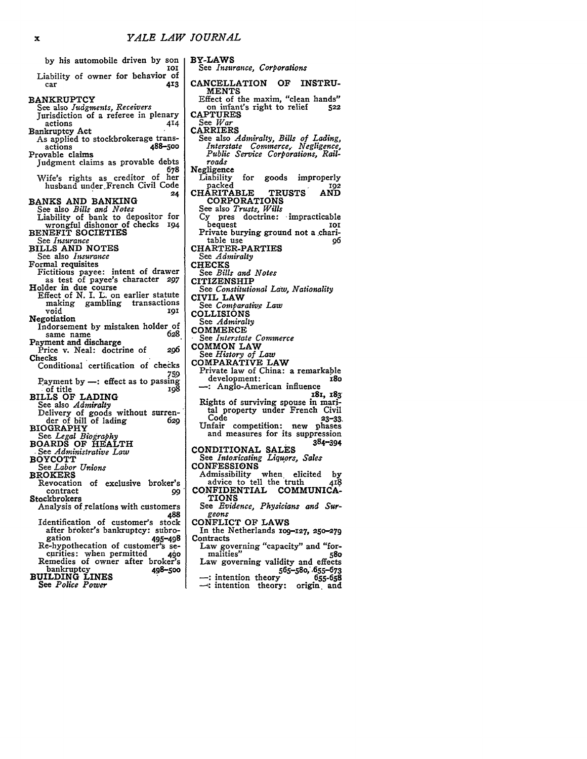by his automobile driven by son 101

Liability of owner for behavior of car 413

**BANKRUPTCY**

See also *Judgments, Receivers*

Jurisdiction of a referee in plenary actions 414

**Bankruptcy Act**

As applied to stockbrokerage transactions 488–500

**Provable claims**

Judgment claims as provable debts 678

Wife's rights as creditor of her husband under French Civil Code 24

**BANKS AND BANKING**

See also *Bills and Notes*

Liability of bank to depositor for wrongful dishonor of checks 194

**BENEFIT SOCIETIES**

See *Insurance*

**BILLS AND NOTES**

See also *Insurance*

**Formal requisites**

Fictitious payee: intent of drawer as test of payee's character 297

**Holder in due course**

Effect of N. I. L. on earlier statute making gambling transactions void 191

**Negotiation**

Indorsement by mistaken holder of same name 628

**Payment and discharge**

Price v. Neal: doctrine of 296

**Checks**

Conditional certification of checks 759

Payment by —: effect as to passing of title 198

**BILLS OF LADING**

See also *Admiralty*

Delivery of goods without surrender of bill of lading 629

**BIOGRAPHY**

See *Legal Biography*

**BOARDS OF HEALTH**

See *Administrative Law*

**BOYCOTT**

See *Labor Unions*

**BROKERS**

Revocation of exclusive broker's contract 99

**Stockbrokers**

Analysis of relations with customers 488

Identification of customer's stock after broker's bankruptcy: subrogation 495–498

Re-hypothecation of customer's securities: when permitted 490

Remedies of owner after broker's bankruptcy 498–500

**BUILDING LINES**

See *Police Power*

**BY-LAWS**

See *Insurance, Corporations*

**CANCELLATION OF INSTRUMENTS**

Effect of the maxim, "clean hands" on infant's right to relief 522

**CAPTURES**

See *War*

**CARRIERS**

See also *Admiralty, Bills of Lading, Interstate Commerce, Negligence, Public Service Corporations, Railroads*

**Negligence**

Liability for goods improperly packed 192

**CHARITABLE TRUSTS AND CORPORATIONS**

See also *Trusts, Wills*

Cy pres doctrine: impracticable bequest 101

Private burying ground not a charitable use 96

**CHARTER-PARTIES**

See *Admiralty*

**CHECKS**

See *Bills and Notes*

**CITIZENSHIP**

See *Constitutional Law, Nationality*

**CIVIL LAW**

See *Comparative Law*

**COLLISIONS**

See *Admiralty*

**COMMERCE**

See *Interstate Commerce*

**COMMON LAW**

See *History of Law*

**COMPARATIVE LAW**

Private law of China: a remarkable development: 180

—: Anglo-American influence 181, 183

Rights of surviving spouse in marital property under French Civil Code 23–33

Unfair competition: new phases and measures for its suppression 384–394

**CONDITIONAL SALES**

See *Intoxicating Liquors, Sales*

**CONFESSIONS**

Admissibility when elicited by advice to tell the truth 418

**CONFIDENTIAL COMMUNICATIONS**

See *Evidence, Physicians and Surgeons*

**CONFLICT OF LAWS**

In the Netherlands 109–127, 250–279

**Contracts**

Law governing "capacity" and "formalities" 580

Law governing validity and effects 565–580, 655–673

—: intention theory 655-658

—: intention theory: origin and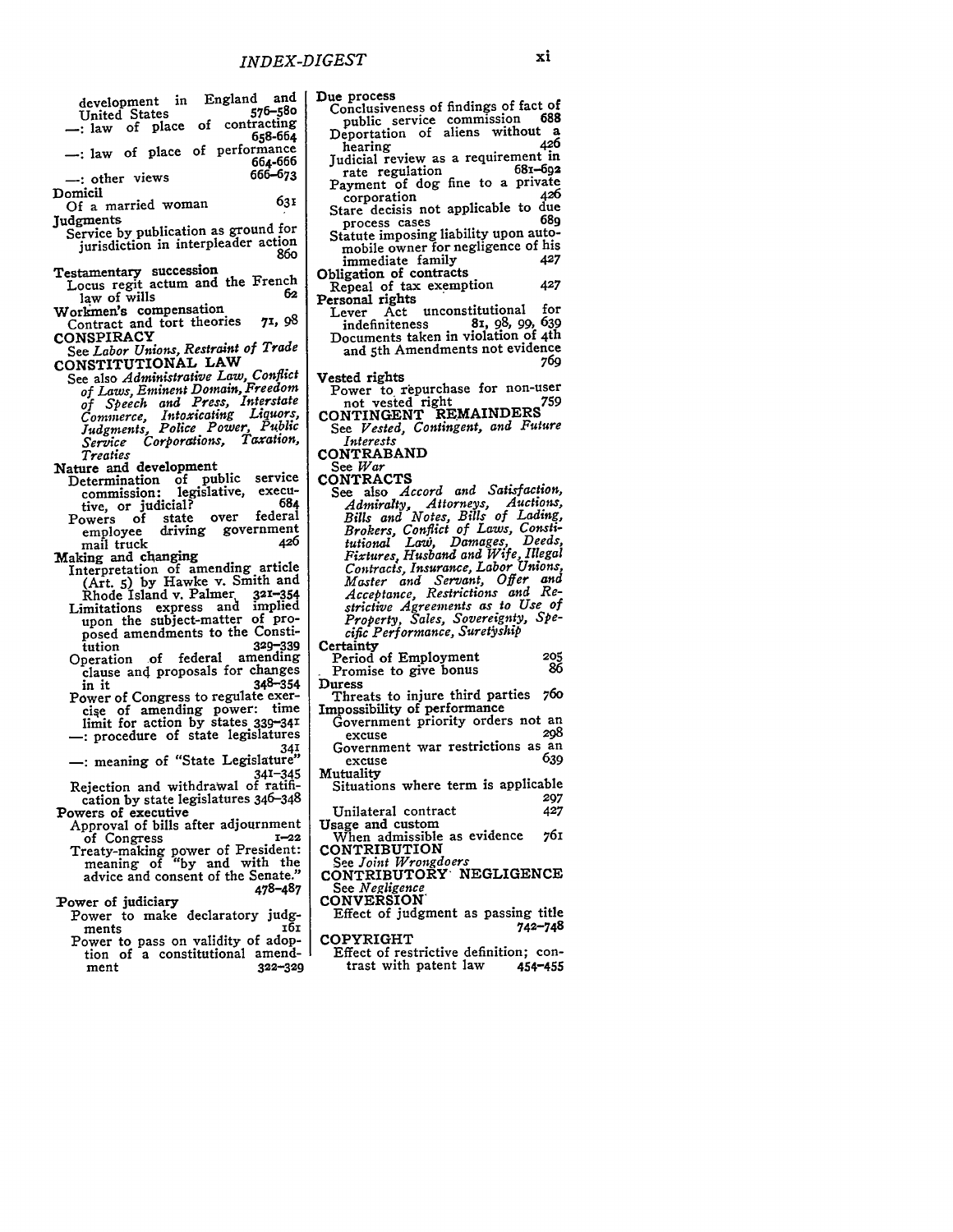development in England and United States 576–580
—: law of place of contracting 658–664
—: law of place of performance 664–666
—: other views 666–673

Domicil
- Of a married woman 631

Judgments
- Service by publication as ground for jurisdiction in interpleader action 860

Testamentary succession
- Locus regit actum and the French law of wills 62

Workmen's compensation
- Contract and tort theories 71, 98

CONSPIRACY
- See *Labor Unions, Restraint of Trade*

CONSTITUTIONAL LAW
- See also *Administrative Law, Conflict of Laws, Eminent Domain, Freedom of Speech and Press, Interstate Commerce, Intoxicating Liquors, Judgments, Police Power, Public Service Corporations, Taxation, Treaties*

Nature and development
- Determination of public service commission: legislative, executive, or judicial? 684
- Powers of state over federal employee driving government mail truck 426

Making and changing
- Interpretation of amending article (Art. 5) by Hawke v. Smith and Rhode Island v. Palmer 321–354
- Limitations express and implied upon the subject-matter of proposed amendments to the Constitution 329–339
- Operation of federal amending clause and proposals for changes in it 348–354
- Power of Congress to regulate exercise of amending power: time limit for action by states 339–341
- —: procedure of state legislatures 341
- —: meaning of "State Legislature" 341–345
- Rejection and withdrawal of ratification by state legislatures 346–348

Powers of executive
- Approval of bills after adjournment of Congress 1–22
- Treaty-making power of President: meaning of "by and with the advice and consent of the Senate." 478–487

Power of judiciary
- Power to make declaratory judgments 161
- Power to pass on validity of adoption of a constitutional amendment 322–329

Due process
- Conclusiveness of findings of fact of public service commission 688
- Deportation of aliens without a hearing 426
- Judicial review as a requirement in rate regulation 681–692
- Payment of dog fine to a private corporation 426
- Stare decisis not applicable to due process cases 689
- Statute imposing liability upon automobile owner for negligence of his immediate family 427

Obligation of contracts
- Repeal of tax exemption 427

Personal rights
- Lever Act unconstitutional for indefiniteness 81, 98, 99, 639
- Documents taken in violation of 4th and 5th Amendments not evidence 769

Vested rights
- Power to repurchase for non-user not vested right 759

CONTINGENT REMAINDERS
- See *Vested, Contingent, and Future Interests*

CONTRABAND
- See *War*

CONTRACTS
- See also *Accord and Satisfaction, Admiralty, Attorneys, Auctions, Bills and Notes, Bills of Lading, Brokers, Conflict of Laws, Constitutional Law, Damages, Deeds, Fixtures, Husband and Wife, Illegal Contracts, Insurance, Labor Unions, Master and Servant, Offer and Acceptance, Restrictions and Restrictive Agreements as to Use of Property, Sales, Sovereignty, Specific Performance, Suretyship*

Certainty
- Period of Employment 205
- Promise to give bonus 86

Duress
- Threats to injure third parties 760

Impossibility of performance
- Government priority orders not an excuse 298
- Government war restrictions as an excuse 639

Mutuality
- Situations where term is applicable 297
- Unilateral contract 427

Usage and custom
- When admissible as evidence 761

CONTRIBUTION
- See *Joint Wrongdoers*

CONTRIBUTORY NEGLIGENCE
- See *Negligence*

CONVERSION
- Effect of judgment as passing title 742–748

COPYRIGHT
- Effect of restrictive definition; contrast with patent law 454–455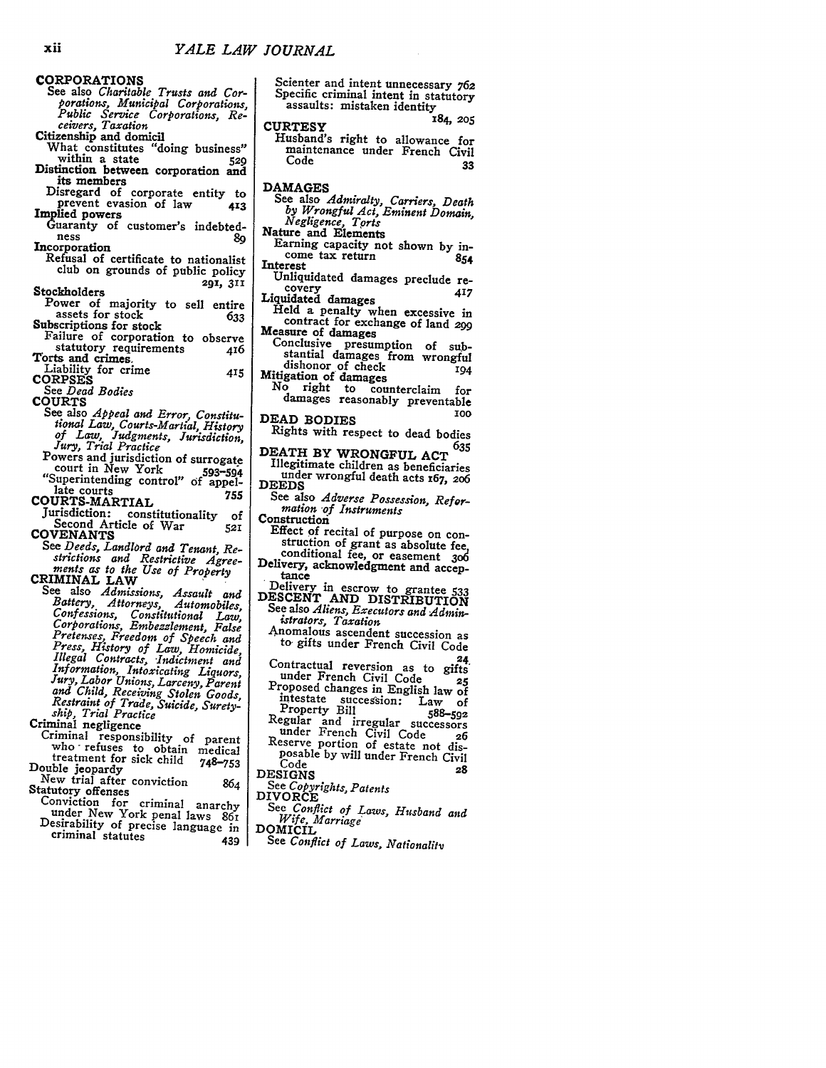**CORPORATIONS**

See also *Charitable Trusts and Corporations, Municipal Corporations, Public Service Corporations, Receivers, Taxation*

**Citizenship and domicil**

What constitutes "doing business" within a state 529

**Distinction between corporation and its members**

Disregard of corporate entity to prevent evasion of law 413

**Implied powers**

Guaranty of customer's indebtedness 89

**Incorporation**

Refusal of certificate to nationalist club on grounds of public policy 291, 311

**Stockholders**

Power of majority to sell entire assets for stock 633

**Subscriptions for stock**

Failure of corporation to observe statutory requirements 416

**Torts and crimes.**

Liability for crime 415

**CORPSES**

See *Dead Bodies*

**COURTS**

See also *Appeal and Error, Constitutional Law, Courts-Martial, History of Law, Judgments, Jurisdiction, Jury, Trial Practice*

Powers and jurisdiction of surrogate court in New York 593–594

"Superintending control" of appellate courts 755

**COURTS-MARTIAL**

Jurisdiction: constitutionality of Second Article of War 521

**COVENANTS**

See *Deeds, Landlord and Tenant, Restrictions and Restrictive Agreements as to the Use of Property*

**CRIMINAL LAW**

See also *Admissions, Assault and Battery, Attorneys, Automobiles, Confessions, Constitutional Law, Corporations, Embezzlement, False Pretenses, Freedom of Speech and Press, History of Law, Homicide, Illegal Contracts, Indictment and Information, Intoxicating Liquors, Jury, Labor Unions, Larceny, Parent and Child, Receiving Stolen Goods, Restraint of Trade, Suicide, Suretyship, Trial Practice*

**Criminal negligence**

Criminal responsibility of parent who refuses to obtain medical treatment for sick child 748–753

**Double jeopardy**

New trial after conviction 864

**Statutory offenses**

Conviction for criminal anarchy under New York penal laws 861

Desirability of precise language in criminal statutes 439

Scienter and intent unnecessary 762

Specific criminal intent in statutory assaults: mistaken identity 184, 205

**CURTESY**

Husband's right to allowance for maintenance under French Civil Code 33

**DAMAGES**

See also *Admiralty, Carriers, Death by Wrongful Act, Eminent Domain, Negligence, Torts*

**Nature and Elements**

Earning capacity not shown by income tax return 854

**Interest**

Unliquidated damages preclude recovery 417

**Liquidated damages**

Held a penalty when excessive in contract for exchange of land 299

**Measure of damages**

Conclusive presumption of substantial damages from wrongful dishonor of check 194

**Mitigation of damages**

No right to counterclaim for damages reasonably preventable 100

**DEAD BODIES**

Rights with respect to dead bodies 635

**DEATH BY WRONGFUL ACT**

Illegitimate children as beneficiaries under wrongful death acts 167, 206

**DEEDS**

See also *Adverse Possession, Reformation of Instruments*

**Construction**

Effect of recital of purpose on construction of grant as absolute fee, conditional fee, or easement 306

**Delivery, acknowledgment and acceptance**

Delivery in escrow to grantee 533

**DESCENT AND DISTRIBUTION**

See also *Aliens, Executors and Administrators, Taxation*

Anomalous ascendent succession as to gifts under French Civil Code 24

Contractual reversion as to gifts under French Civil Code 25

Proposed changes in English law of intestate succession: Law of Property Bill 588–592

Regular and irregular successors under French Civil Code 26

Reserve portion of estate not disposable by will under French Civil Code 28

**DESIGNS**

See *Copyrights, Patents*

**DIVORCE**

See *Conflict of Laws, Husband and Wife, Marriage*

**DOMICIL**

See *Conflict of Laws, Nationality*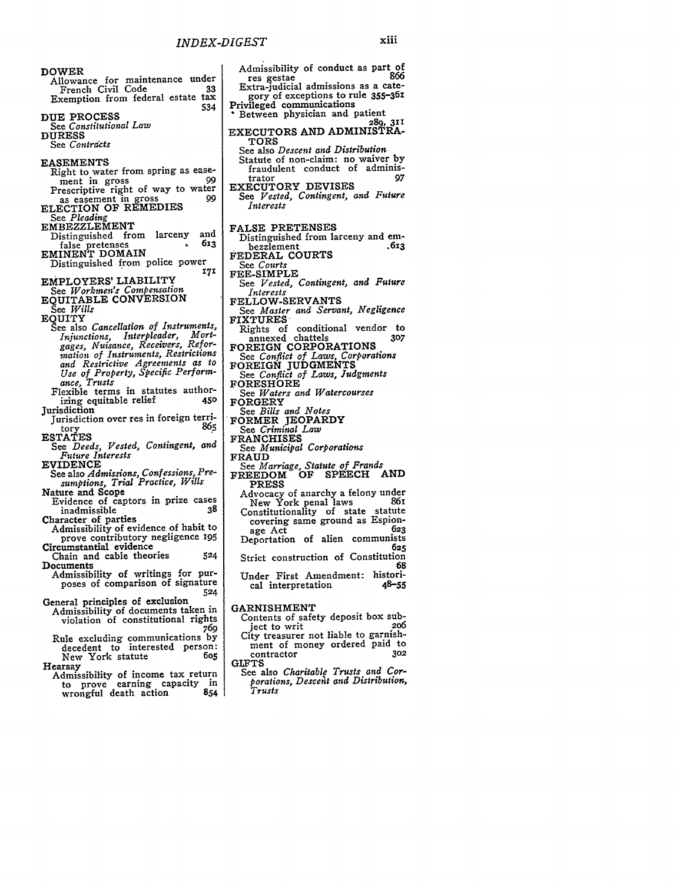DOWER
  Allowance for maintenance under French Civil Code 33
  Exemption from federal estate tax 534

DUE PROCESS
  See *Constitutional Law*

DURESS
  See *Contracts*

EASEMENTS
  Right to water from spring as easement in gross 99
  Prescriptive right of way to water as easement in gross 99

ELECTION OF REMEDIES
  See *Pleading*

EMBEZZLEMENT
  Distinguished from larceny and false pretenses 613

EMINENT DOMAIN
  Distinguished from police power 171

EMPLOYERS' LIABILITY
  See *Workmen's Compensation*

EQUITABLE CONVERSION
  See *Wills*

EQUITY
  See also *Cancellation of Instruments, Injunctions, Interpleader, Mortgages, Nuisance, Receivers, Reformation of Instruments, Restrictions and Restrictive Agreements as to Use of Property, Specific Performance, Trusts*
  Flexible terms in statutes authorizing equitable relief 450

Jurisdiction
  Jurisdiction over res in foreign territory 865

ESTATES
  See *Deeds, Vested, Contingent, and Future Interests*

EVIDENCE
  See also *Admissions, Confessions, Presumptions, Trial Practice, Wills*

Nature and Scope
  Evidence of captors in prize cases inadmissible 38

Character of parties
  Admissibility of evidence of habit to prove contributory negligence 195

Circumstantial evidence
  Chain and cable theories 524

Documents
  Admissibility of writings for purposes of comparison of signature 524

General principles of exclusion
  Admissibility of documents taken in violation of constitutional rights 769
  Rule excluding communications by decedent to interested person: New York statute 605

Hearsay
  Admissibility of income tax return to prove earning capacity in wrongful death action 854
  Admissibility of conduct as part of res gestae 866
  Extra-judicial admissions as a category of exceptions to rule 355–361

Privileged communications
  Between physician and patient 289, 311

EXECUTORS AND ADMINISTRATORS
  See also *Descent and Distribution*
  Statute of non-claim: no waiver by fraudulent conduct of administrator 97

EXECUTORY DEVISES
  See *Vested, Contingent, and Future Interests*

FALSE PRETENSES
  Distinguished from larceny and embezzlement 613

FEDERAL COURTS
  See *Courts*

FEE-SIMPLE
  See *Vested, Contingent, and Future Interests*

FELLOW-SERVANTS
  See *Master and Servant, Negligence*

FIXTURES
  Rights of conditional vendor to annexed chattels 307

FOREIGN CORPORATIONS
  See *Conflict of Laws, Corporations*

FOREIGN JUDGMENTS
  See *Conflict of Laws, Judgments*

FORESHORE
  See *Waters and Watercourses*

FORGERY
  See *Bills and Notes*

FORMER JEOPARDY
  See *Criminal Law*

FRANCHISES
  See *Municipal Corporations*

FRAUD
  See *Marriage, Statute of Frauds*

FREEDOM OF SPEECH AND PRESS
  Advocacy of anarchy a felony under New York penal laws 861
  Constitutionality of state statute covering same ground as Espionage Act 623
  Deportation of alien communists 625
  Strict construction of Constitution 68
  Under First Amendment: historical interpretation 48–55

GARNISHMENT
  Contents of safety deposit box subject to writ 206
  City treasurer not liable to garnishment of money ordered paid to contractor 302

GIFTS
  See also *Charitable Trusts and Corporations, Descent and Distribution, Trusts*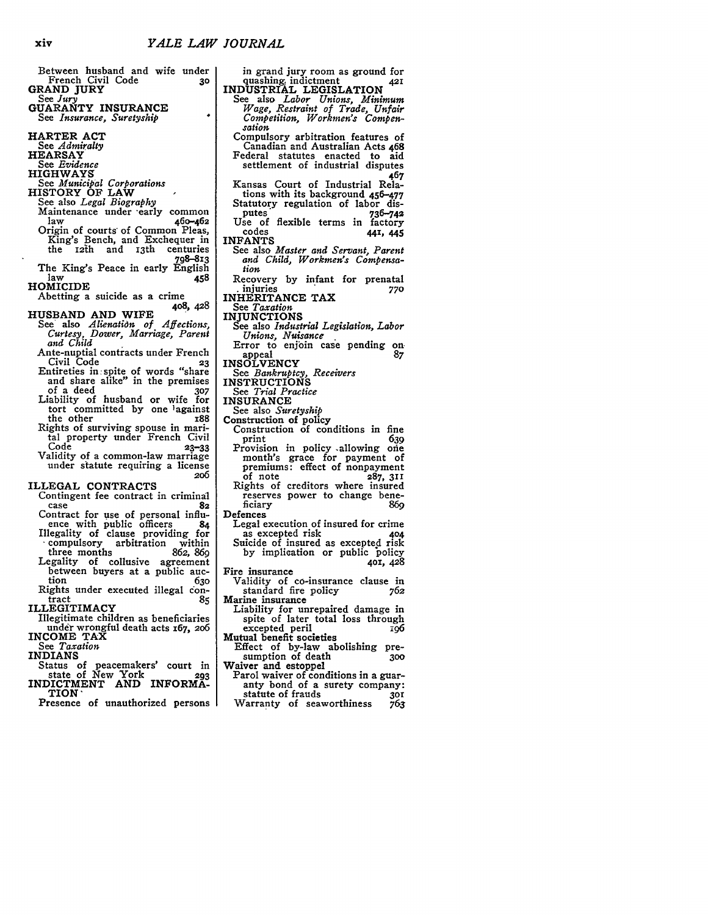Between husband and wife under French Civil Code 30

GRAND JURY
See *Jury*

GUARANTY INSURANCE
See *Insurance, Suretyship*

HARTER ACT
See *Admiralty*

HEARSAY
See *Evidence*

HIGHWAYS
See *Municipal Corporations*

HISTORY OF LAW
See also *Legal Biography*
Maintenance under early common law 460–462
Origin of courts of Common Pleas, King's Bench, and Exchequer in the 12th and 13th centuries 798–813
The King's Peace in early English law 458

HOMICIDE
Abetting a suicide as a crime 408, 428

HUSBAND AND WIFE
See also *Alienation of Affections, Curtesy, Dower, Marriage, Parent and Child*
Ante-nuptial contracts under French Civil Code 23
Entireties in spite of words "share and share alike" in the premises of a deed 307
Liability of husband or wife for tort committed by one against the other 188
Rights of surviving spouse in marital property under French Civil Code 23–33
Validity of a common-law marriage under statute requiring a license 206

ILLEGAL CONTRACTS
Contingent fee contract in criminal case 82
Contract for use of personal influence with public officers 84
Illegality of clause providing for compulsory arbitration within three months 862, 869
Legality of collusive agreement between buyers at a public auction 630
Rights under executed illegal contract 85

ILLEGITIMACY
Illegitimate children as beneficiaries under wrongful death acts 167, 206

INCOME TAX
See *Taxation*

INDIANS
Status of peacemakers' court in state of New York 293

INDICTMENT AND INFORMATION
Presence of unauthorized persons in grand jury room as ground for quashing indictment 421

INDUSTRIAL LEGISLATION
See also *Labor Unions, Minimum Wage, Restraint of Trade, Unfair Competition, Workmen's Compensation*
Compulsory arbitration features of Canadian and Australian Acts 468
Federal statutes enacted to aid settlement of industrial disputes 467
Kansas Court of Industrial Relations with its background 456–477
Statutory regulation of labor disputes 736–742
Use of flexible terms in factory codes 441, 445

INFANTS
See also *Master and Servant, Parent and Child, Workmen's Compensation*
Recovery by infant for prenatal injuries 770

INHERITANCE TAX
See *Taxation*

INJUNCTIONS
See also *Industrial Legislation, Labor Unions, Nuisance*
Error to enjoin case pending on appeal 87

INSOLVENCY
See *Bankruptcy, Receivers*

INSTRUCTIONS
See *Trial Practice*

INSURANCE
See also *Suretyship*

**Construction of policy**
Construction of conditions in fine print 639
Provision in policy allowing one month's grace for payment of premiums: effect of nonpayment of note 287, 311
Rights of creditors where insured reserves power to change beneficiary 869

**Defences**
Legal execution of insured for crime as excepted risk 404
Suicide of insured as excepted risk by implication or public policy 401, 428

**Fire insurance**
Validity of co-insurance clause in standard fire policy 762

**Marine insurance**
Liability for unrepaired damage in spite of later total loss through excepted peril 196

**Mutual benefit societies**
Effect of by-law abolishing presumption of death 300

**Waiver and estoppel**
Parol waiver of conditions in a guaranty bond of a surety company: statute of frauds 301
Warranty of seaworthiness 763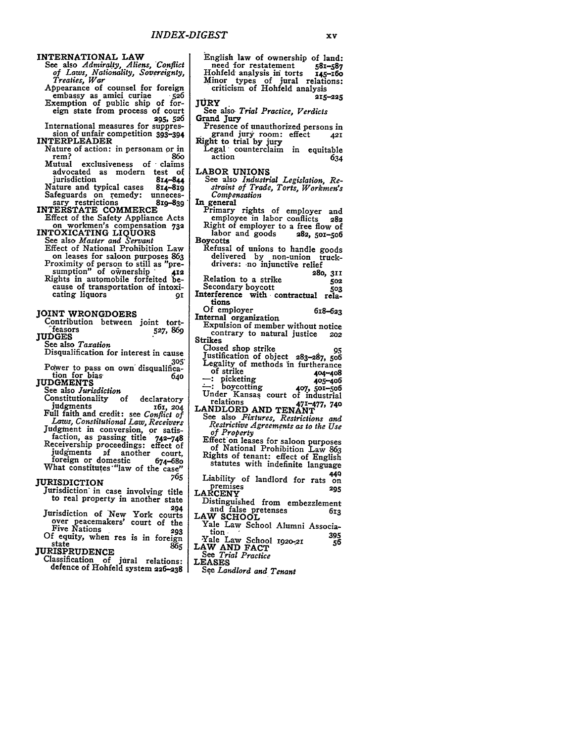**INTERNATIONAL LAW**
See also *Admiralty, Aliens, Conflict of Laws, Nationality, Sovereignty, Treaties, War*
Appearance of counsel for foreign embassy as amici curiae 526
Exemption of public ship of foreign state from process of court 295, 526
International measures for suppression of unfair competition 393–394

**INTERPLEADER**
Nature of action: in personam or in rem? 860
Mutual exclusiveness of claims advocated as modern test of jurisdiction 814–844
Nature and typical cases 814–819
Safeguards on remedy: unnecessary restrictions 819–839

**INTERSTATE COMMERCE**
Effect of the Safety Appliance Acts on workmen's compensation 732

**INTOXICATING LIQUORS**
See also *Master and Servant*
Effect of National Prohibition Law on leases for saloon purposes 863
Proximity of person to still as "presumption" of ownership 412
Rights in automobile forfeited because of transportation of intoxicating liquors 91

**JOINT WRONGDOERS**
Contribution between joint tortfeasors 527, 869

**JUDGES**
See also *Taxation*
Disqualification for interest in cause 305
Power to pass on own disqualification for bias 640

**JUDGMENTS**
See also *Jurisdiction*
Constitutionality of declaratory judgments 161, 204
Full faith and credit: see *Conflict of Laws, Constitutional Law, Receivers*
Judgment in conversion, or satisfaction, as passing title 742–748
Receivership proceedings: effect of judgments of another court, foreign or domestic 674–680
What constitutes "law of the case" 765

**JURISDICTION**
Jurisdiction in case involving title to real property in another state 294
Jurisdiction of New York courts over peacemakers' court of the Five Nations 293
Of equity, when res is in foreign state 865

**JURISPRUDENCE**
Classification of jural relations: defence of Hohfeld system 226–238
English law of ownership of land: need for restatement 581–587
Hohfeld analysis in torts 145–160
Minor types of jural relations: criticism of Hohfeld analysis 215–225

**JURY**
See also *Trial Practice, Verdicts*

**Grand Jury**
Presence of unauthorized persons in grand jury room: effect 421

**Right to trial by jury**
Legal counterclaim in equitable action 634

**LABOR UNIONS**
See also *Industrial Legislation, Restraint of Trade, Torts, Workmen's Compensation*

**In general**
Primary rights of employer and employee in labor conflicts 282
Right of employer to a free flow of labor and goods 282, 501–506

**Boycotts**
Refusal of unions to handle goods delivered by non-union truckdrivers: no injunctive relief 280, 311
Relation to a strike 502
Secondary boycott 503

**Interference with contractual relations**
Of employer 618–623

**Internal organization**
Expulsion of member without notice contrary to natural justice 202

**Strikes**
Closed shop strike 95
Justification of object 283–287, 506
Legality of methods in furtherance of strike 404–408
—: picketing 405–406
—: boycotting 407, 501–506
Under Kansas court of industrial relations 471–477, 740

**LANDLORD AND TENANT**
See also *Fixtures, Restrictions and Restrictive Agreements as to the Use of Property*
Effect on leases for saloon purposes of National Prohibition Law 863
Rights of tenant: effect of English statutes with indefinite language 440
Liability of landlord for rats on premises 295

**LARCENY**
Distinguished from embezzlement and false pretenses 613

**LAW SCHOOL**
Yale Law School Alumni Association 395
Yale Law School 1920–21 56

**LAW AND FACT**
See *Trial Practice*

**LEASES**
See *Landlord and Tenant*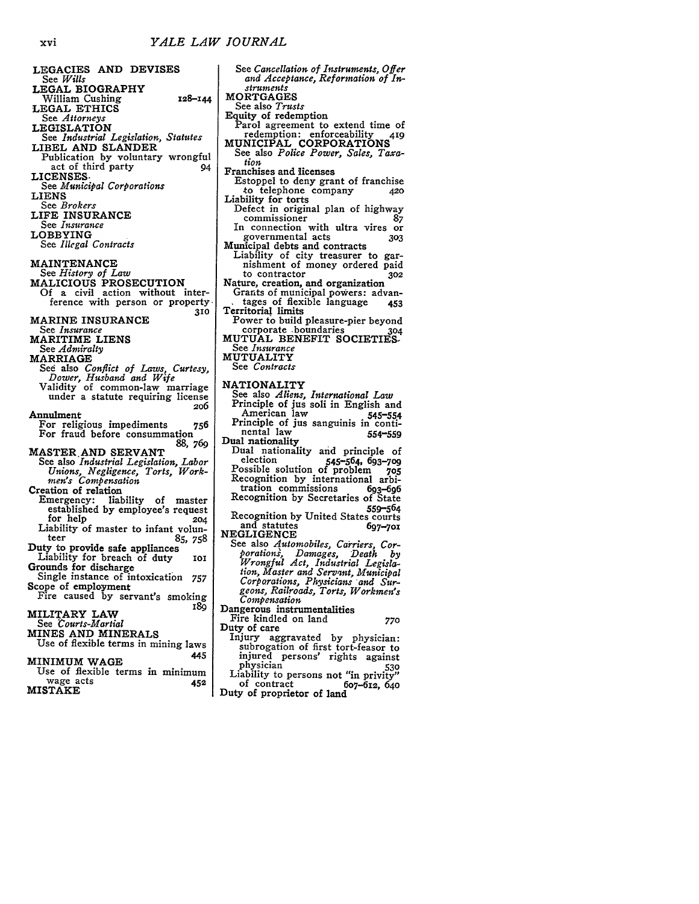LEGACIES AND DEVISES
See *Wills*

LEGAL BIOGRAPHY
William Cushing 128–144

LEGAL ETHICS
See *Attorneys*

LEGISLATION
See *Industrial Legislation, Statutes*

LIBEL AND SLANDER
Publication by voluntary wrongful act of third party 94

LICENSES
See *Municipal Corporations*

LIENS
See *Brokers*

LIFE INSURANCE
See *Insurance*

LOBBYING
See *Illegal Contracts*

MAINTENANCE
See *History of Law*

MALICIOUS PROSECUTION
Of a civil action without interference with person or property 310

MARINE INSURANCE
See *Insurance*

MARITIME LIENS
See *Admiralty*

MARRIAGE
See also *Conflict of Laws, Curtesy, Dower, Husband and Wife*
Validity of common-law marriage under a statute requiring license 206

Annulment
For religious impediments 756
For fraud before consummation 88, 769

MASTER AND SERVANT
See also *Industrial Legislation, Labor Unions, Negligence, Torts, Workmen's Compensation*

Creation of relation
Emergency: liability of master established by employee's request for help 204
Liability of master to infant volunteer 85, 758

Duty to provide safe appliances
Liability for breach of duty 101

Grounds for discharge
Single instance of intoxication 757

Scope of employment
Fire caused by servant's smoking 189

MILITARY LAW
See *Courts-Martial*

MINES AND MINERALS
Use of flexible terms in mining laws 445

MINIMUM WAGE
Use of flexible terms in minimum wage acts 452

MISTAKE
See *Cancellation of Instruments, Offer and Acceptance, Reformation of Instruments*

MORTGAGES
See also *Trusts*

Equity of redemption
Parol agreement to extend time of redemption: enforceability 419

MUNICIPAL CORPORATIONS
See also *Police Power, Sales, Taxation*

Franchises and licenses
Estoppel to deny grant of franchise to telephone company 420

Liability for torts
Defect in original plan of highway commissioner 87
In connection with ultra vires or governmental acts 303

Municipal debts and contracts
Liability of city treasurer to garnishment of money ordered paid to contractor 302

Nature, creation, and organization
Grants of municipal powers: advantages of flexible language 453

Territorial limits
Power to build pleasure-pier beyond corporate boundaries 304

MUTUAL BENEFIT SOCIETIES
See *Insurance*

MUTUALITY
See *Contracts*

NATIONALITY
See also *Aliens, International Law*
Principle of jus soli in English and American law 545–554
Principle of jus sanguinis in continental law 554–559

Dual nationality
Dual nationality and principle of election 545–564, 693–709
Possible solution of problem 705
Recognition by international arbitration commissions 693–696
Recognition by Secretaries of State 559–564
Recognition by United States courts and statutes 697–701

NEGLIGENCE
See also *Automobiles, Carriers, Corporations, Damages, Death by Wrongful Act, Industrial Legislation, Master and Servant, Municipal Corporations, Physicians and Surgeons, Railroads, Torts, Workmen's Compensation*

Dangerous instrumentalities
Fire kindled on land 770

Duty of care
Injury aggravated by physician: subrogation of first tort-feasor to injured persons' rights against physician 530
Liability to persons not "in privity" of contract 607–612, 640

Duty of proprietor of land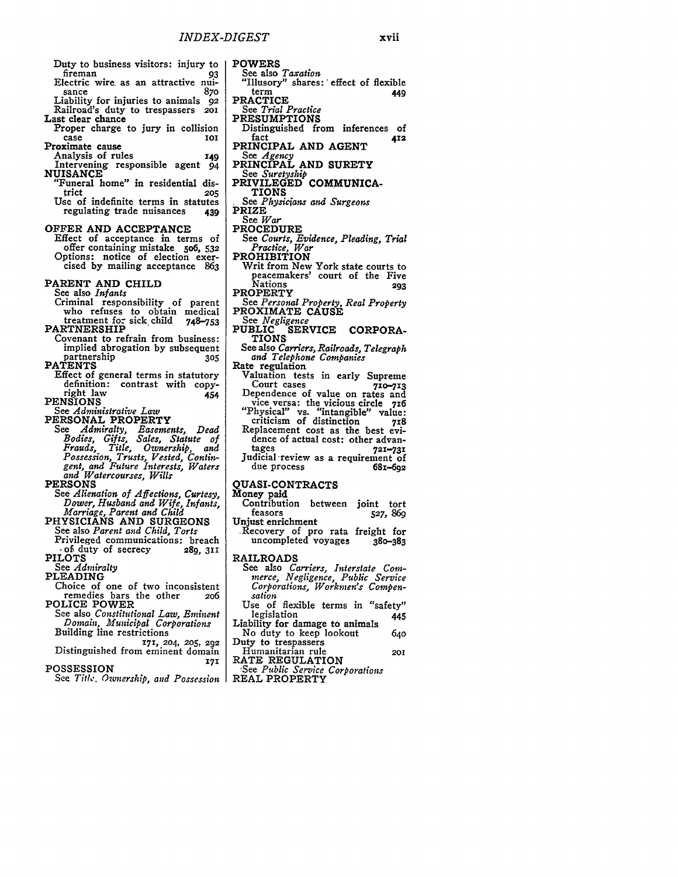Duty to business visitors: injury to fireman 93
Electric wire as an attractive nuisance 870
Liability for injuries to animals 92
Railroad's duty to trespassers 201

**Last clear chance**
Proper charge to jury in collision case 101

**Proximate cause**
Analysis of rules 149
Intervening responsible agent 94

**NUISANCE**
"Funeral home" in residential district 205
Use of indefinite terms in statutes regulating trade nuisances 439

**OFFER AND ACCEPTANCE**
Effect of acceptance in terms of offer containing mistake 506, 532
Options: notice of election exercised by mailing acceptance 863

**PARENT AND CHILD**
See also *Infants*
Criminal responsibility of parent who refuses to obtain medical treatment for sick child 748–753

**PARTNERSHIP**
Covenant to refrain from business: implied abrogation by subsequent partnership 305

**PATENTS**
Effect of general terms in statutory definition: contrast with copyright law 454

**PENSIONS**
See *Administrative Law*

**PERSONAL PROPERTY**
See *Admiralty, Easements, Dead Bodies, Gifts, Sales, Statute of Frauds, Title, Ownership, and Possession, Trusts, Vested, Contingent, and Future Interests, Waters and Watercourses, Wills*

**PERSONS**
See *Alienation of Affections, Curtesy, Dower, Husband and Wife, Infants, Marriage, Parent and Child*

**PHYSICIANS AND SURGEONS**
See also *Parent and Child, Torts*
Privileged communications: breach of duty of secrecy 289, 311

**PILOTS**
See *Admiralty*

**PLEADING**
Choice of one of two inconsistent remedies bars the other 206

**POLICE POWER**
See also *Constitutional Law, Eminent Domain, Municipal Corporations*
Building line restrictions 171, 204, 205, 292
Distinguished from eminent domain 171

**POSSESSION**
See *Title, Ownership, and Possession*

**POWERS**
See also *Taxation*
"Illusory" shares: effect of flexible term 449

**PRACTICE**
See *Trial Practice*

**PRESUMPTIONS**
Distinguished from inferences of fact 412

**PRINCIPAL AND AGENT**
See *Agency*

**PRINCIPAL AND SURETY**
See *Suretyship*

**PRIVILEGED COMMUNICATIONS**
See *Physicians and Surgeons*

**PRIZE**
See *War*

**PROCEDURE**
See *Courts, Evidence, Pleading, Trial Practice, War*

**PROHIBITION**
Writ from New York state courts to peacemakers' court of the Five Nations 293

**PROPERTY**
See *Personal Property, Real Property*

**PROXIMATE CAUSE**
See *Negligence*

**PUBLIC SERVICE CORPORATIONS**
See also *Carriers, Railroads, Telegraph and Telephone Companies*

**Rate regulation**
Valuation tests in early Supreme Court cases 710–713
Dependence of value on rates and vice versa: the vicious circle 716
"Physical" vs. "intangible" value: criticism of distinction 718
Replacement cost as the best evidence of actual cost: other advantages 721–731
Judicial review as a requirement of due process 681–692

**QUASI-CONTRACTS**

**Money paid**
Contribution between joint tort feasors 527, 869

**Unjust enrichment**
Recovery of pro rata freight for uncompleted voyages 380–383

**RAILROADS**
See also *Carriers, Interstate Commerce, Negligence, Public Service Corporations, Workmen's Compensation*
Use of flexible terms in "safety" legislation 445

**Liability for damage to animals**
No duty to keep lookout 640

**Duty to trespassers**
Humanitarian rule 201

**RATE REGULATION**
See *Public Service Corporations*

**REAL PROPERTY**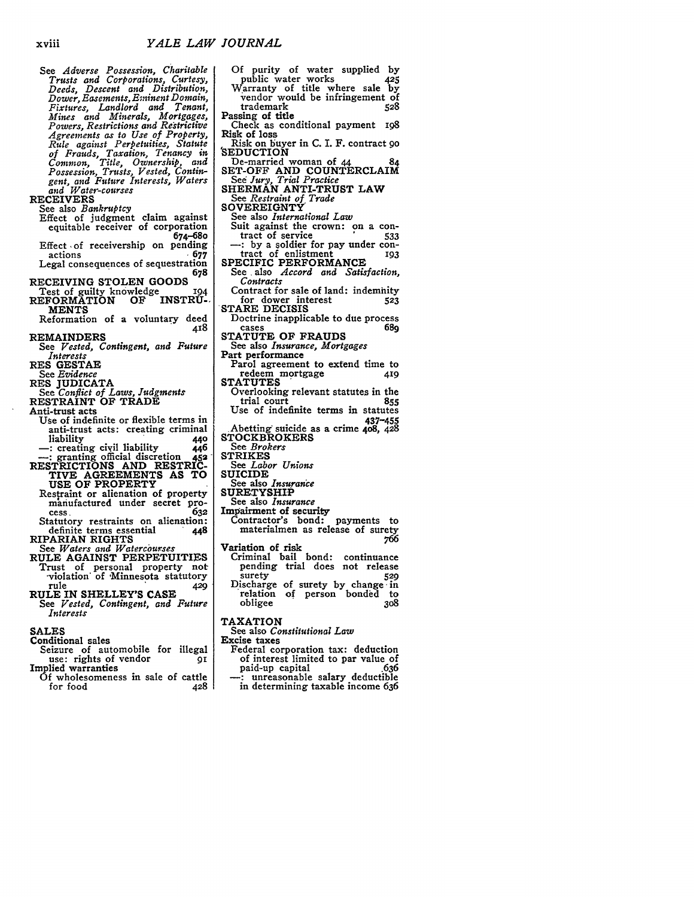See *Adverse Possession, Charitable Trusts and Corporations, Curtesy, Deeds, Descent and Distribution, Dower, Easements, Eminent Domain, Fixtures, Landlord and Tenant, Mines and Minerals, Mortgages, Powers, Restrictions and Restrictive Agreements as to Use of Property, Rule against Perpetuities, Statute of Frauds, Taxation, Tenancy in Common, Title, Ownership, and Possession, Trusts, Vested, Contingent, and Future Interests, Waters and Water-courses*

RECEIVERS
- See also *Bankruptcy*
- Effect of judgment claim against equitable receiver of corporation 674-680
- Effect of receivership on pending actions 677
- Legal consequences of sequestration 678

RECEIVING STOLEN GOODS
- Test of guilty knowledge 194

REFORMATION OF INSTRUMENTS
- Reformation of a voluntary deed 418

REMAINDERS
- See *Vested, Contingent, and Future Interests*

RES GESTAE
- See *Evidence*

RES JUDICATA
- See *Conflict of Laws, Judgments*

RESTRAINT OF TRADE

**Anti-trust acts**
- Use of indefinite or flexible terms in anti-trust acts: creating criminal liability 440
- —: creating civil liability 446
- —: granting official discretion 452

RESTRICTIONS AND RESTRICTIVE AGREEMENTS AS TO USE OF PROPERTY
- Restraint or alienation of property manufactured under secret process 632
- Statutory restraints on alienation: definite terms essential 448

RIPARIAN RIGHTS
- See *Waters and Watercourses*

RULE AGAINST PERPETUITIES
- Trust of personal property not violation of Minnesota statutory rule 429

RULE IN SHELLEY'S CASE
- See *Vested, Contingent, and Future Interests*

SALES

**Conditional sales**
- Seizure of automobile for illegal use: rights of vendor 91

**Implied warranties**
- Of wholesomeness in sale of cattle for food 428
- Of purity of water supplied by public water works 425
- Warranty of title where sale by vendor would be infringement of trademark 528

**Passing of title**
- Check as conditional payment 198

**Risk of loss**
- Risk on buyer in C. I. F. contract 90

SEDUCTION
- De-married woman of 44 84

SET-OFF AND COUNTERCLAIM
- See *Jury, Trial Practice*

SHERMAN ANTI-TRUST LAW
- See *Restraint of Trade*

SOVEREIGNTY
- See also *International Law*
- Suit against the crown: on a contract of service 533
- —: by a soldier for pay under contract of enlistment 193

SPECIFIC PERFORMANCE
- See also *Accord and Satisfaction, Contracts*
- Contract for sale of land: indemnity for dower interest 523

STARE DECISIS
- Doctrine inapplicable to due process cases 689

STATUTE OF FRAUDS
- See also *Insurance, Mortgages*

**Part performance**
- Parol agreement to extend time to redeem mortgage 419

STATUTES
- Overlooking relevant statutes in the trial court 855
- Use of indefinite terms in statutes 437-455
- Abetting suicide as a crime 408, 428

STOCKBROKERS
- See *Brokers*

STRIKES
- See *Labor Unions*

SUICIDE
- See also *Insurance*

SURETYSHIP
- See also *Insurance*

**Impairment of security**
- Contractor's bond: payments to materialmen as release of surety 766

**Variation of risk**
- Criminal bail bond: continuance pending trial does not release surety 529
- Discharge of surety by change in relation of person bonded to obligee 308

TAXATION
- See also *Constitutional Law*

**Excise taxes**
- Federal corporation tax: deduction of interest limited to par value of paid-up capital 636
- —: unreasonable salary deductible in determining taxable income 636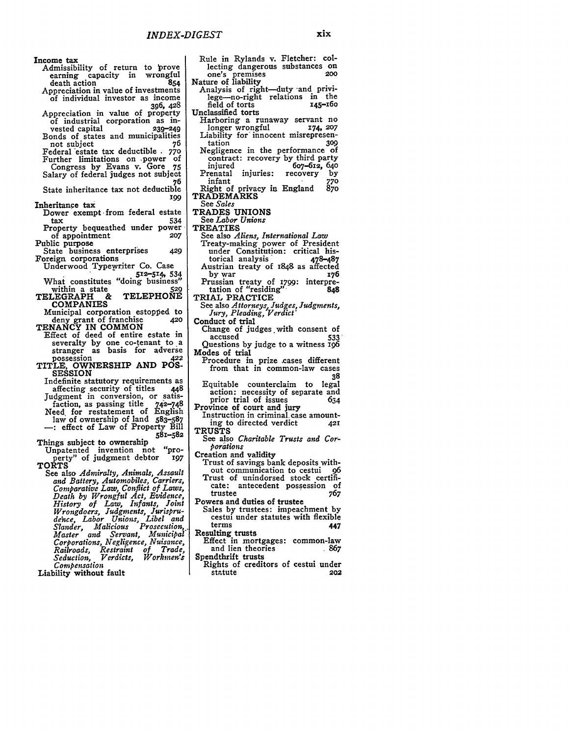**Income tax**

Admissibility of return to prove earning capacity in wrongful death action 854

Appreciation in value of investments of individual investor as income 396, 428

Appreciation in value of property of industrial corporation as invested capital 239–249

Bonds of states and municipalities not subject 76

Federal estate tax deductible 770

Further limitations on power of Congress by Evans v. Gore 75

Salary of federal judges not subject 76

State inheritance tax not deductible 199

**Inheritance tax**

Dower exempt from federal estate tax 534

Property bequeathed under power of appointment 207

**Public purpose**

State business enterprises 429

**Foreign corporations**

Underwood Typewriter Co. Case 512–514, 534

What constitutes "doing business" within a state 529

**TELEGRAPH & TELEPHONE COMPANIES**

Municipal corporation estopped to deny grant of franchise 420

**TENANCY IN COMMON**

Effect of deed of entire estate in severalty by one co-tenant to a stranger as basis for adverse possession 422

**TITLE, OWNERSHIP AND POSSESSION**

Indefinite statutory requirements as affecting security of titles 448

Judgment in conversion, or satisfaction, as passing title 742–748

Need for restatement of English law of ownership of land 583–587

—: effect of Law of Property Bill 581–582

**Things subject to ownership**

Unpatented invention not "property" of judgment debtor 197

**TORTS**

See also *Admiralty, Animals, Assault and Battery, Automobiles, Carriers, Comparative Law, Conflict of Laws, Death by Wrongful Act, Evidence, History of Law, Infants, Joint Wrongdoers, Judgments, Jurisprudence, Labor Unions, Libel and Slander, Malicious Prosecution, Master and Servant, Municipal Corporations, Negligence, Nuisance, Railroads, Restraint of Trade, Seduction, Verdicts, Workmen's Compensation*

**Liability without fault**

Rule in Rylands v. Fletcher: collecting dangerous substances on one's premises 200

**Nature of liability**

Analysis of right—duty and privilege—no-right relations in the field of torts 145–160

**Unclassified torts**

Harboring a runaway servant no longer wrongful 174, 207

Liability for innocent misrepresentation 309

Negligence in the performance of contract: recovery by third party injured 607–612, 640

Prenatal injuries: recovery by infant 770

Right of privacy in England 870

**TRADEMARKS**

See *Sales*

**TRADES UNIONS**

See *Labor Unions*

**TREATIES**

See also *Aliens, International Law*

Treaty-making power of President under Constitution: critical historical analysis 478–487

Austrian treaty of 1848 as affected by war 176

Prussian treaty of 1799: interpretation of "residing" 848

**TRIAL PRACTICE**

See also *Attorneys, Judges, Judgments, Jury, Pleading, Verdict*

**Conduct of trial**

Change of judges with consent of accused 533

Questions by judge to a witness 196

**Modes of trial**

Procedure in prize cases different from that in common-law cases 38

Equitable counterclaim to legal action: necessity of separate and prior trial of issues 634

**Province of court and jury**

Instruction in criminal case amounting to directed verdict 421

**TRUSTS**

See also *Charitable Trusts and Corporations*

**Creation and validity**

Trust of savings bank deposits without communication to cestui 96

Trust of unindorsed stock certificate: antecedent possession of trustee 767

**Powers and duties of trustee**

Sales by trustees: impeachment by cestui under statutes with flexible terms 447

**Resulting trusts**

Effect in mortgages: common-law and lien theories 867

**Spendthrift trusts**

Rights of creditors of cestui under statute 202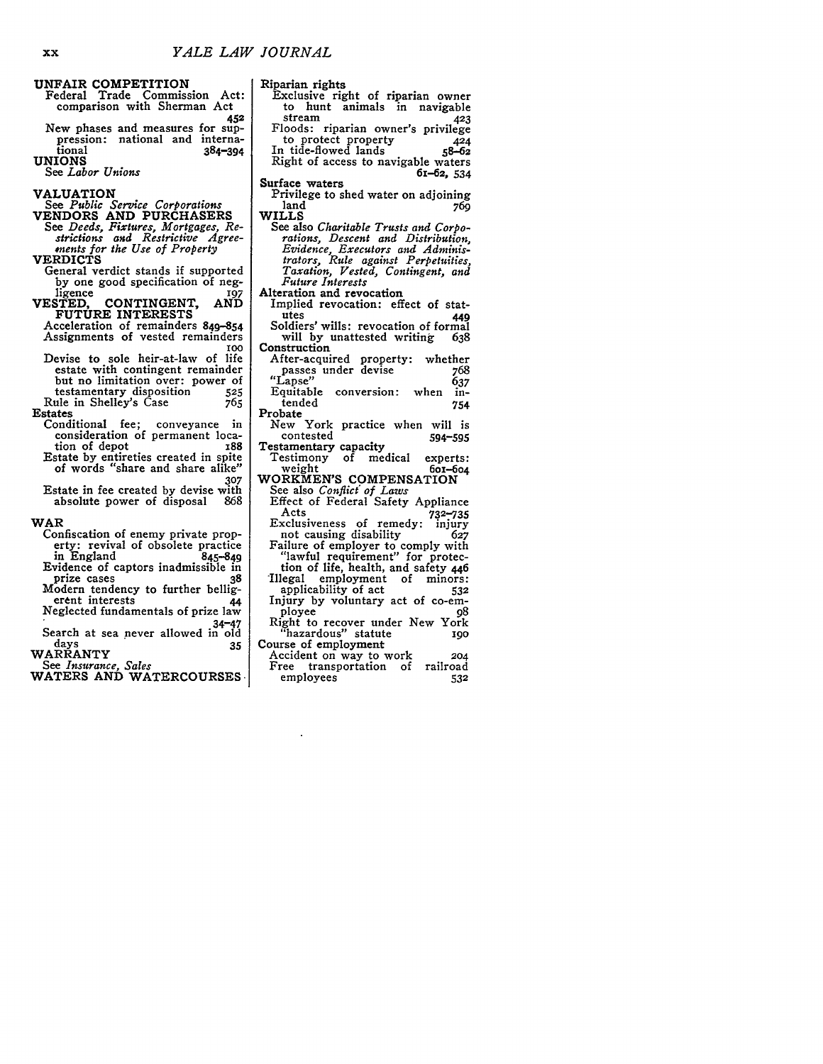**UNFAIR COMPETITION**

Federal Trade Commission Act: comparison with Sherman Act 452

New phases and measures for suppression: national and international 384–394

**UNIONS**

See *Labor Unions*

**VALUATION**

See *Public Service Corporations*

**VENDORS AND PURCHASERS**

See *Deeds, Fixtures, Mortgages, Restrictions and Restrictive Agreements for the Use of Property*

**VERDICTS**

General verdict stands if supported by one good specification of negligence 197

**VESTED, CONTINGENT, AND FUTURE INTERESTS**

Acceleration of remainders 849–854

Assignments of vested remainders 100

Devise to sole heir-at-law of life estate with contingent remainder but no limitation over: power of testamentary disposition 525

Rule in Shelley's Case 765

**Estates**

Conditional fee; conveyance in consideration of permanent location of depot 188

Estate by entireties created in spite of words "share and share alike" 307

Estate in fee created by devise with absolute power of disposal 868

**WAR**

Confiscation of enemy private property: revival of obsolete practice in England 845–849

Evidence of captors inadmissible in prize cases 38

Modern tendency to further belligerent interests 44

Neglected fundamentals of prize law 34–47

Search at sea never allowed in old days 35

**WARRANTY**

See *Insurance, Sales*

**WATERS AND WATERCOURSES**

**Riparian rights**

Exclusive right of riparian owner to hunt animals in navigable stream 423

Floods: riparian owner's privilege to protect property 424

In tide-flowed lands 58–62

Right of access to navigable waters 61–62, 534

**Surface waters**

Privilege to shed water on adjoining land 769

**WILLS**

See also *Charitable Trusts and Corporations, Descent and Distribution, Evidence, Executors and Administrators, Rule against Perpetuities, Taxation, Vested, Contingent, and Future Interests*

**Alteration and revocation**

Implied revocation: effect of statutes 449

Soldiers' wills: revocation of formal will by unattested writing 638

**Construction**

After-acquired property: whether passes under devise 768

"Lapse" 637

Equitable conversion: when intended 754

**Probate**

New York practice when will is contested 594–595

**Testamentary capacity**

Testimony of medical experts: weight 601–604

**WORKMEN'S COMPENSATION**

See also *Conflict of Laws*

Effect of Federal Safety Appliance Acts 732–735

Exclusiveness of remedy: injury not causing disability 627

Failure of employer to comply with "lawful requirement" for protection of life, health, and safety 446

Illegal employment of minors: applicability of act 532

Injury by voluntary act of co-employee 98

Right to recover under New York "hazardous" statute 190

**Course of employment**

Accident on way to work 204

Free transportation of railroad employees 532